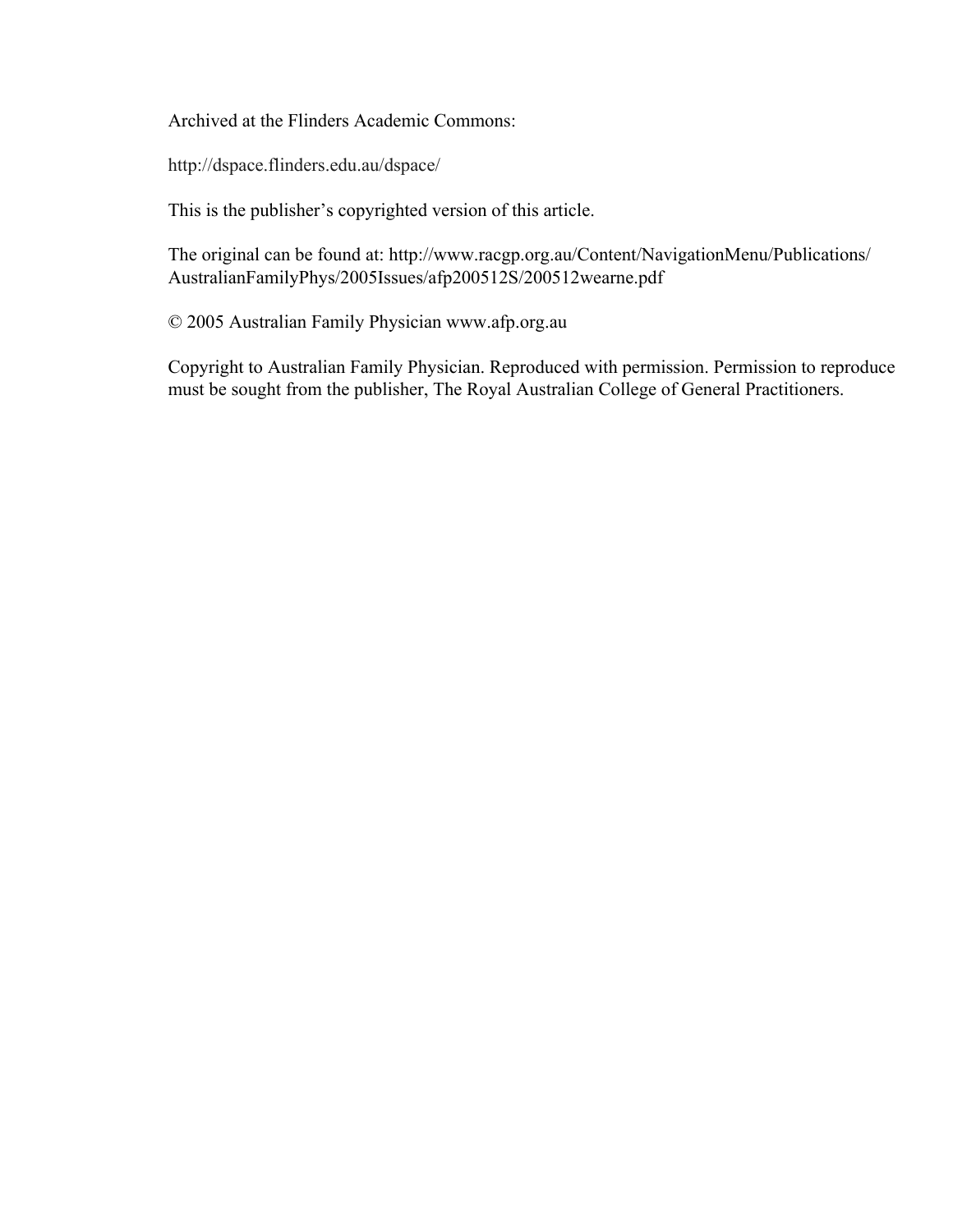Archived at the Flinders Academic Commons:

http://dspace.flinders.edu.au/dspace/

This is the publisher's copyrighted version of this article.

The original can be found at: http://www.racgp.org.au/Content/NavigationMenu/Publications/AustralianFamilyPhys/2005Issues/afp200512S/200512wearne.pdf

© 2005 Australian Family Physician www.afp.org.au

Copyright to Australian Family Physician. Reproduced with permission. Permission to reproduce must be sought from the publisher, The Royal Australian College of General Practitioners.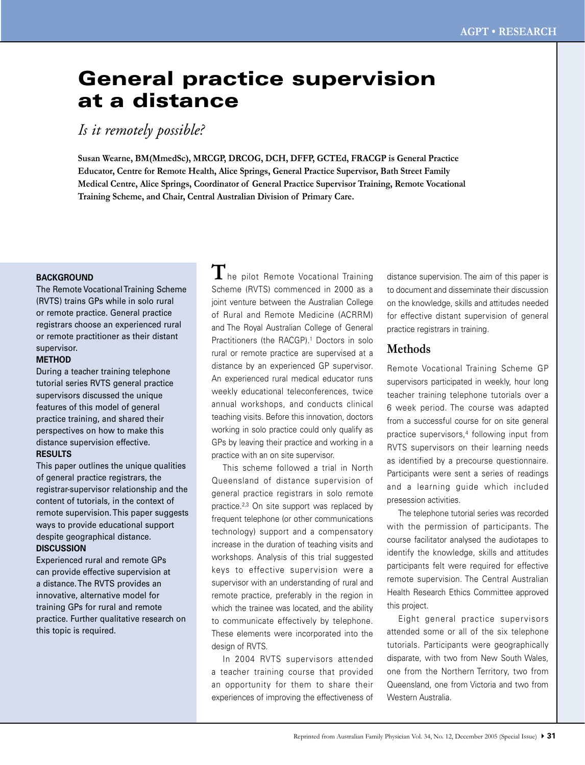# General practice supervision at a distance

*Is it remotely possible?*

**Susan Wearne, BM(MmedSc), MRCGP, DRCOG, DCH, DFFP, GCTEd, FRACGP is General Practice Educator, Centre for Remote Health, Alice Springs, General Practice Supervisor, Bath Street Family Medical Centre, Alice Springs, Coordinator of General Practice Supervisor Training, Remote Vocational Training Scheme, and Chair, Central Australian Division of Primary Care.**

**BACKGROUND**

The Remote Vocational Training Scheme (RVTS) trains GPs while in solo rural or remote practice. General practice registrars choose an experienced rural or remote practitioner as their distant supervisor.

**METHOD**

During a teacher training telephone tutorial series RVTS general practice supervisors discussed the unique features of this model of general practice training, and shared their perspectives on how to make this distance supervision effective.

**RESULTS**

This paper outlines the unique qualities of general practice registrars, the registrar-supervisor relationship and the content of tutorials, in the context of remote supervision. This paper suggests ways to provide educational support despite geographical distance.

**DISCUSSION**

Experienced rural and remote GPs can provide effective supervision at a distance. The RVTS provides an innovative, alternative model for training GPs for rural and remote practice. Further qualitative research on this topic is required.

The pilot Remote Vocational Training Scheme (RVTS) commenced in 2000 as a joint venture between the Australian College of Rural and Remote Medicine (ACRRM) and The Royal Australian College of General Practitioners (the RACGP).[1] Doctors in solo rural or remote practice are supervised at a distance by an experienced GP supervisor. An experienced rural medical educator runs weekly educational teleconferences, twice annual workshops, and conducts clinical teaching visits. Before this innovation, doctors working in solo practice could only qualify as GPs by leaving their practice and working in a practice with an on site supervisor.

This scheme followed a trial in North Queensland of distance supervision of general practice registrars in solo remote practice.[2,3] On site support was replaced by frequent telephone (or other communications technology) support and a compensatory increase in the duration of teaching visits and workshops. Analysis of this trial suggested keys to effective supervision were a supervisor with an understanding of rural and remote practice, preferably in the region in which the trainee was located, and the ability to communicate effectively by telephone. These elements were incorporated into the design of RVTS.

In 2004 RVTS supervisors attended a teacher training course that provided an opportunity for them to share their experiences of improving the effectiveness of distance supervision. The aim of this paper is to document and disseminate their discussion on the knowledge, skills and attitudes needed for effective distant supervision of general practice registrars in training.

## Methods

Remote Vocational Training Scheme GP supervisors participated in weekly, hour long teacher training telephone tutorials over a 6 week period. The course was adapted from a successful course for on site general practice supervisors,[4] following input from RVTS supervisors on their learning needs as identified by a precourse questionnaire. Participants were sent a series of readings and a learning guide which included presession activities.

The telephone tutorial series was recorded with the permission of participants. The course facilitator analysed the audiotapes to identify the knowledge, skills and attitudes participants felt were required for effective remote supervision. The Central Australian Health Research Ethics Committee approved this project.

Eight general practice supervisors attended some or all of the six telephone tutorials. Participants were geographically disparate, with two from New South Wales, one from the Northern Territory, two from Queensland, one from Victoria and two from Western Australia.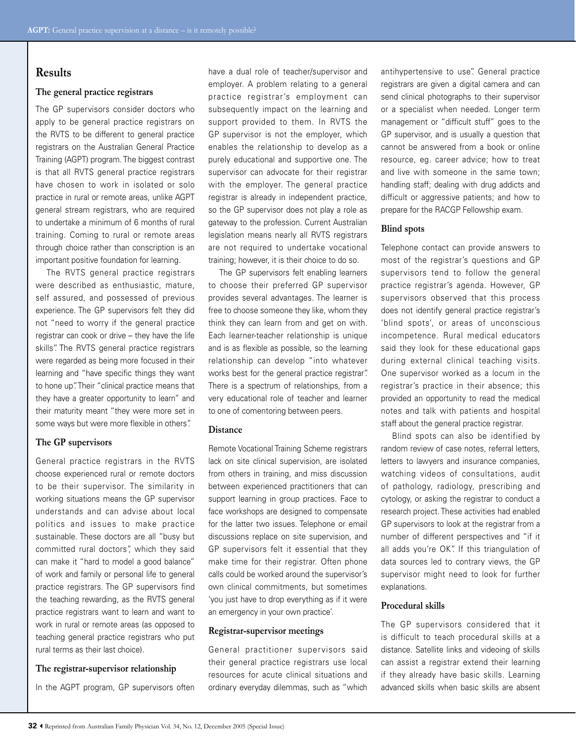## Results

### The general practice registrars

The GP supervisors consider doctors who apply to be general practice registrars on the RVTS to be different to general practice registrars on the Australian General Practice Training (AGPT) program. The biggest contrast is that all RVTS general practice registrars have chosen to work in isolated or solo practice in rural or remote areas, unlike AGPT general stream registrars, who are required to undertake a minimum of 6 months of rural training. Coming to rural or remote areas through choice rather than conscription is an important positive foundation for learning.

The RVTS general practice registrars were described as enthusiastic, mature, self assured, and possessed of previous experience. The GP supervisors felt they did not "need to worry if the general practice registrar can cook or drive – they have the life skills". The RVTS general practice registrars were regarded as being more focused in their learning and "have specific things they want to hone up". Their "clinical practice means that they have a greater opportunity to learn" and their maturity meant "they were more set in some ways but were more flexible in others".

### The GP supervisors

General practice registrars in the RVTS choose experienced rural or remote doctors to be their supervisor. The similarity in working situations means the GP supervisor understands and can advise about local politics and issues to make practice sustainable. These doctors are all "busy but committed rural doctors", which they said can make it "hard to model a good balance" of work and family or personal life to general practice registrars. The GP supervisors find the teaching rewarding, as the RVTS general practice registrars want to learn and want to work in rural or remote areas (as opposed to teaching general practice registrars who put rural terms as their last choice).

### The registrar-supervisor relationship

In the AGPT program, GP supervisors often have a dual role of teacher/supervisor and employer. A problem relating to a general practice registrar's employment can subsequently impact on the learning and support provided to them. In RVTS the GP supervisor is not the employer, which enables the relationship to develop as a purely educational and supportive one. The supervisor can advocate for their registrar with the employer. The general practice registrar is already in independent practice, so the GP supervisor does not play a role as gateway to the profession. Current Australian legislation means nearly all RVTS registrars are not required to undertake vocational training; however, it is their choice to do so.

The GP supervisors felt enabling learners to choose their preferred GP supervisor provides several advantages. The learner is free to choose someone they like, whom they think they can learn from and get on with. Each learner-teacher relationship is unique and is as flexible as possible, so the learning relationship can develop "into whatever works best for the general practice registrar". There is a spectrum of relationships, from a very educational role of teacher and learner to one of comentoring between peers.

### Distance

Remote Vocational Training Scheme registrars lack on site clinical supervision, are isolated from others in training, and miss discussion between experienced practitioners that can support learning in group practices. Face to face workshops are designed to compensate for the latter two issues. Telephone or email discussions replace on site supervision, and GP supervisors felt it essential that they make time for their registrar. Often phone calls could be worked around the supervisor's own clinical commitments, but sometimes 'you just have to drop everything as if it were an emergency in your own practice'.

### Registrar-supervisor meetings

General practitioner supervisors said their general practice registrars use local resources for acute clinical situations and ordinary everyday dilemmas, such as "which antihypertensive to use". General practice registrars are given a digital camera and can send clinical photographs to their supervisor or a specialist when needed. Longer term management or "difficult stuff" goes to the GP supervisor, and is usually a question that cannot be answered from a book or online resource, eg. career advice; how to treat and live with someone in the same town; handling staff; dealing with drug addicts and difficult or aggressive patients; and how to prepare for the RACGP Fellowship exam.

### Blind spots

Telephone contact can provide answers to most of the registrar's questions and GP supervisors tend to follow the general practice registrar's agenda. However, GP supervisors observed that this process does not identify general practice registrar's 'blind spots', or areas of unconscious incompetence. Rural medical educators said they look for these educational gaps during external clinical teaching visits. One supervisor worked as a locum in the registrar's practice in their absence; this provided an opportunity to read the medical notes and talk with patients and hospital staff about the general practice registrar.

Blind spots can also be identified by random review of case notes, referral letters, letters to lawyers and insurance companies, watching videos of consultations, audit of pathology, radiology, prescribing and cytology, or asking the registrar to conduct a research project. These activities had enabled GP supervisors to look at the registrar from a number of different perspectives and "if it all adds you're OK". If this triangulation of data sources led to contrary views, the GP supervisor might need to look for further explanations.

### Procedural skills

The GP supervisors considered that it is difficult to teach procedural skills at a distance. Satellite links and videoing of skills can assist a registrar extend their learning if they already have basic skills. Learning advanced skills when basic skills are absent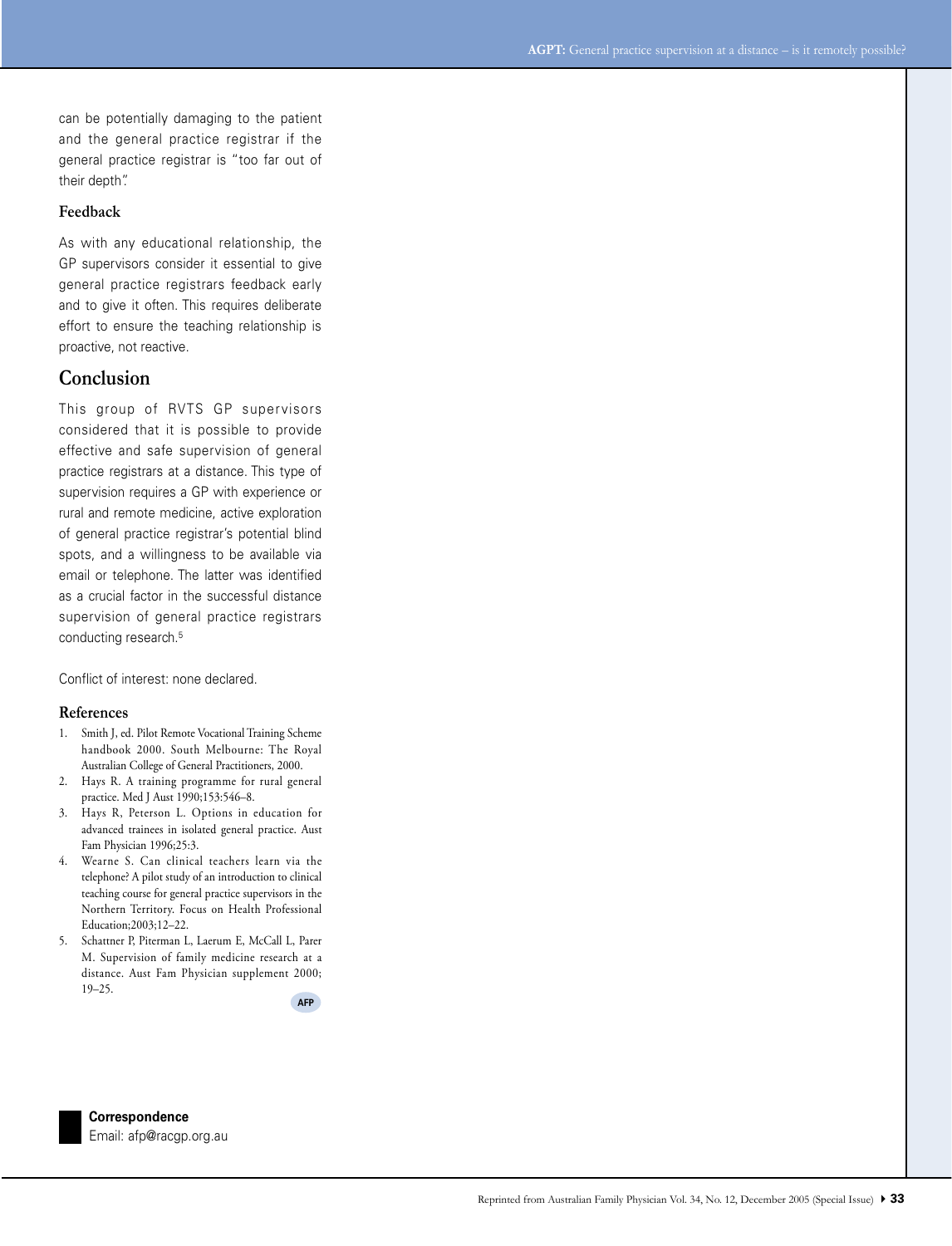can be potentially damaging to the patient and the general practice registrar if the general practice registrar is "too far out of their depth".

### Feedback

As with any educational relationship, the GP supervisors consider it essential to give general practice registrars feedback early and to give it often. This requires deliberate effort to ensure the teaching relationship is proactive, not reactive.

## Conclusion

This group of RVTS GP supervisors considered that it is possible to provide effective and safe supervision of general practice registrars at a distance. This type of supervision requires a GP with experience or rural and remote medicine, active exploration of general practice registrar's potential blind spots, and a willingness to be available via email or telephone. The latter was identified as a crucial factor in the successful distance supervision of general practice registrars conducting research.[5]

Conflict of interest: none declared.

### References

1. Smith J, ed. Pilot Remote Vocational Training Scheme handbook 2000. South Melbourne: The Royal Australian College of General Practitioners, 2000.
2. Hays R. A training programme for rural general practice. Med J Aust 1990;153:546–8.
3. Hays R, Peterson L. Options in education for advanced trainees in isolated general practice. Aust Fam Physician 1996;25:3.
4. Wearne S. Can clinical teachers learn via the telephone? A pilot study of an introduction to clinical teaching course for general practice supervisors in the Northern Territory. Focus on Health Professional Education;2003;12–22.
5. Schattner P, Piterman L, Laerum E, McCall L, Parer M. Supervision of family medicine research at a distance. Aust Fam Physician supplement 2000; 19–25.

AFP

**Correspondence**
Email: afp@racgp.org.au